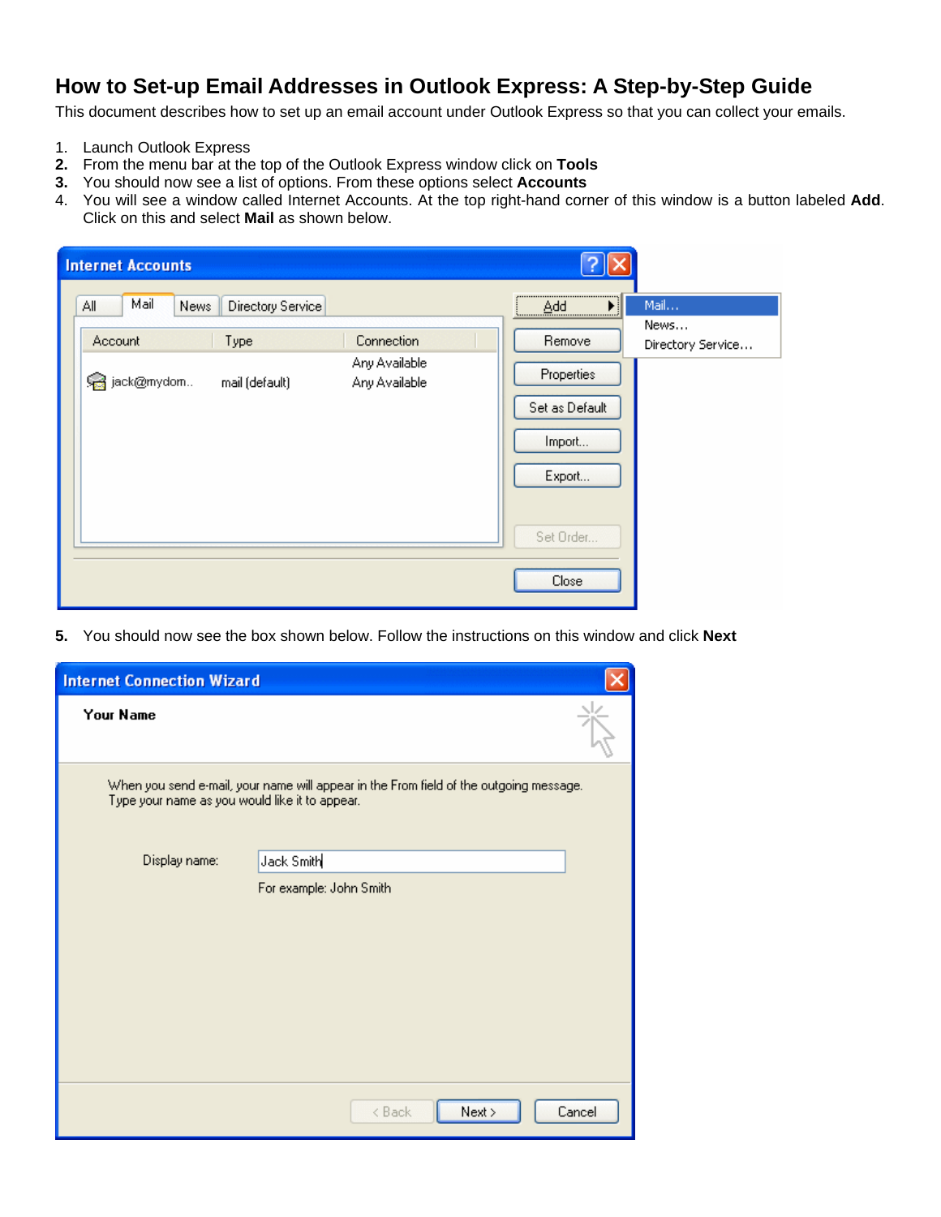# How to Set-up Email Addresses in Outlook Express: A Step-by-Step Guide

This document describes how to set up an email account under Outlook Express so that you can collect your emails.

1. Launch Outlook Express
2. From the menu bar at the top of the Outlook Express window click on **Tools**
3. You should now see a list of options. From these options select **Accounts**
4. You will see a window called Internet Accounts. At the top right-hand corner of this window is a button labeled **Add**. Click on this and select **Mail** as shown below.

5. You should now see the box shown below. Follow the instructions on this window and click **Next**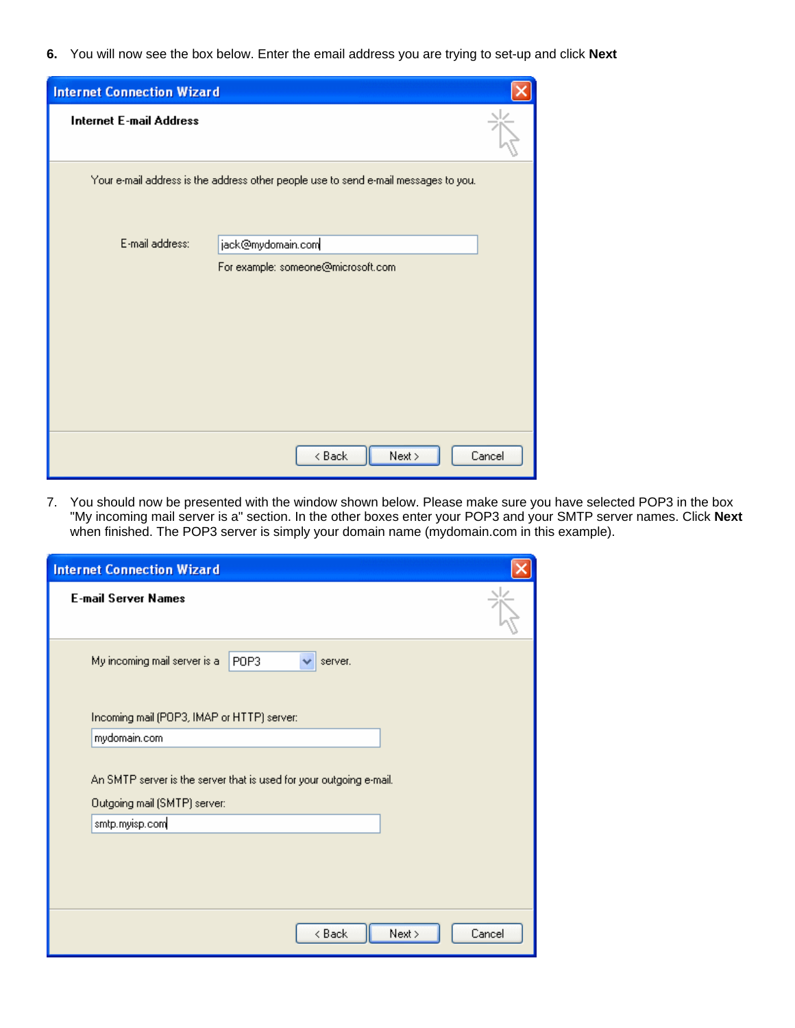6. You will now see the box below. Enter the email address you are trying to set-up and click **Next**

Internet Connection Wizard

**Internet E-mail Address**

Your e-mail address is the address other people use to send e-mail messages to you.

E-mail address: jack@mydomain.com

For example: someone@microsoft.com

< Back | Next > | Cancel

7. You should now be presented with the window shown below. Please make sure you have selected POP3 in the box "My incoming mail server is a" section. In the other boxes enter your POP3 and your SMTP server names. Click **Next** when finished. The POP3 server is simply your domain name (mydomain.com in this example).

Internet Connection Wizard

**E-mail Server Names**

My incoming mail server is a POP3 server.

Incoming mail (POP3, IMAP or HTTP) server:

mydomain.com

An SMTP server is the server that is used for your outgoing e-mail.

Outgoing mail (SMTP) server:

smtp.myisp.com

< Back | Next > | Cancel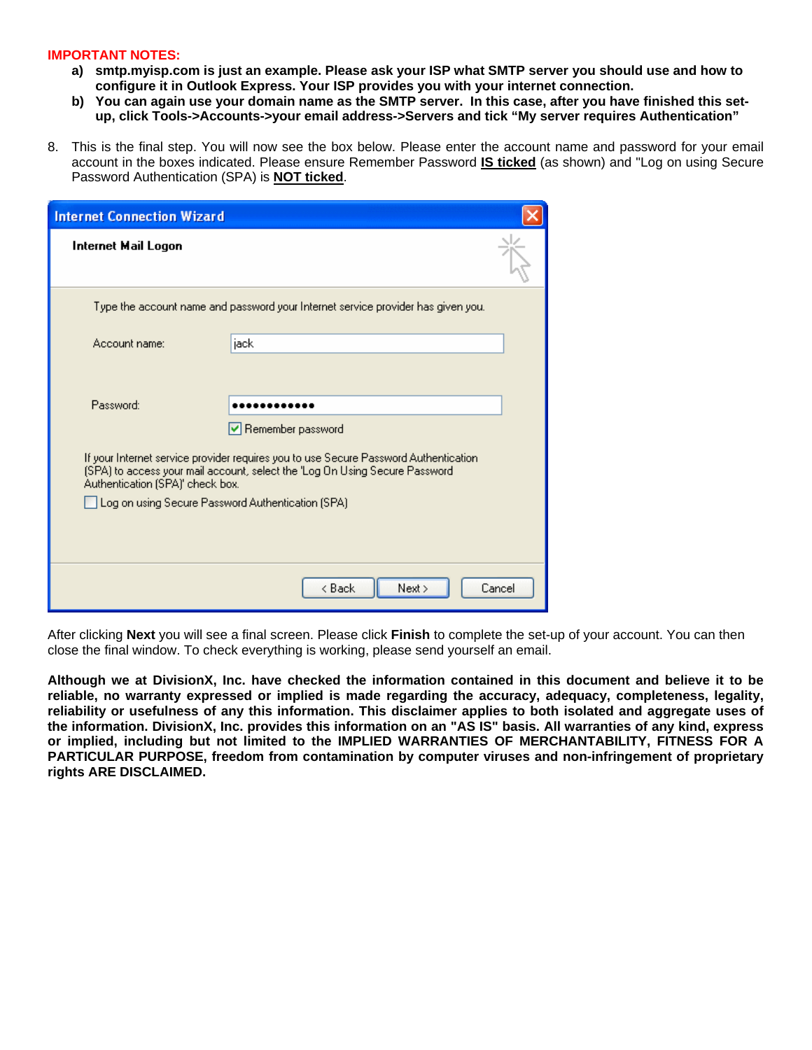**IMPORTANT NOTES:**

a) **smtp.myisp.com is just an example. Please ask your ISP what SMTP server you should use and how to configure it in Outlook Express. Your ISP provides you with your internet connection.**

b) **You can again use your domain name as the SMTP server. In this case, after you have finished this set-up, click Tools->Accounts->your email address->Servers and tick "My server requires Authentication"**

8. This is the final step. You will now see the box below. Please enter the account name and password for your email account in the boxes indicated. Please ensure Remember Password **IS ticked** (as shown) and "Log on using Secure Password Authentication (SPA) is **NOT ticked**.

Internet Connection Wizard

Internet Mail Logon

Type the account name and password your Internet service provider has given you.

Account name: jack

Password: ●●●●●●●●●●●●

☑ Remember password

If your Internet service provider requires you to use Secure Password Authentication (SPA) to access your mail account, select the 'Log On Using Secure Password Authentication (SPA)' check box.

☐ Log on using Secure Password Authentication (SPA)

< Back | Next > | Cancel

After clicking **Next** you will see a final screen. Please click **Finish** to complete the set-up of your account. You can then close the final window. To check everything is working, please send yourself an email.

**Although we at DivisionX, Inc. have checked the information contained in this document and believe it to be reliable, no warranty expressed or implied is made regarding the accuracy, adequacy, completeness, legality, reliability or usefulness of any this information. This disclaimer applies to both isolated and aggregate uses of the information. DivisionX, Inc. provides this information on an "AS IS" basis. All warranties of any kind, express or implied, including but not limited to the IMPLIED WARRANTIES OF MERCHANTABILITY, FITNESS FOR A PARTICULAR PURPOSE, freedom from contamination by computer viruses and non-infringement of proprietary rights ARE DISCLAIMED.**